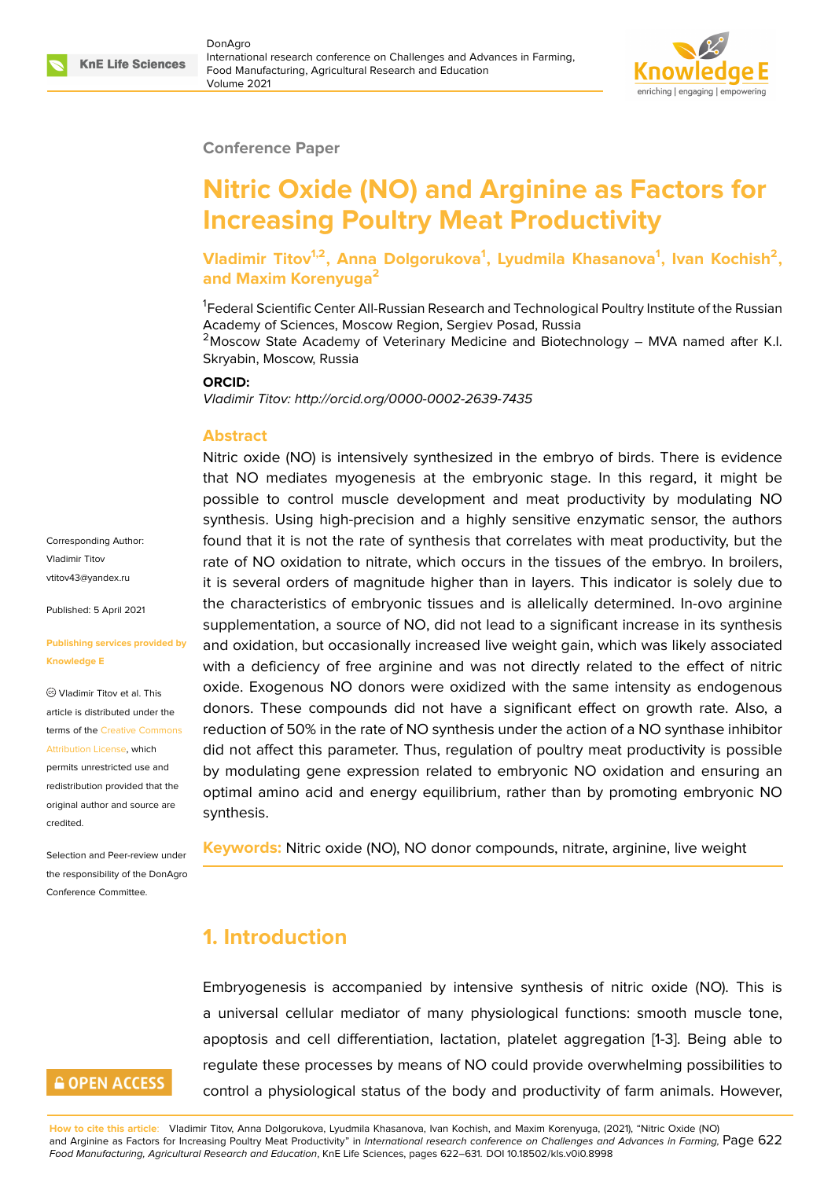Conference Paper

# Nitric Oxide (NO) and Arginine as Factors for Increasing Poultry Meat Productivity

**Vladimir Titov[1,2], Anna Dolgorukova[1], Lyudmila Khasanova[1], Ivan Kochish[2], and Maxim Korenyuga[2]**

[1]Federal Scientific Center All-Russian Research and Technological Poultry Institute of the Russian Academy of Sciences, Moscow Region, Sergiev Posad, Russia
[2]Moscow State Academy of Veterinary Medicine and Biotechnology – MVA named after K.I. Skryabin, Moscow, Russia

**ORCID:**
*Vladimir Titov: http://orcid.org/0000-0002-2639-7435*

Corresponding Author: Vladimir Titov vtitov43@yandex.ru

Published: 5 April 2021

Publishing services provided by Knowledge E

Vladimir Titov et al. This article is distributed under the terms of the Creative Commons Attribution License, which permits unrestricted use and redistribution provided that the original author and source are credited.

Selection and Peer-review under the responsibility of the DonAgro Conference Committee.

## Abstract

Nitric oxide (NO) is intensively synthesized in the embryo of birds. There is evidence that NO mediates myogenesis at the embryonic stage. In this regard, it might be possible to control muscle development and meat productivity by modulating NO synthesis. Using high-precision and a highly sensitive enzymatic sensor, the authors found that it is not the rate of synthesis that correlates with meat productivity, but the rate of NO oxidation to nitrate, which occurs in the tissues of the embryo. In broilers, it is several orders of magnitude higher than in layers. This indicator is solely due to the characteristics of embryonic tissues and is allelically determined. In-ovo arginine supplementation, a source of NO, did not lead to a significant increase in its synthesis and oxidation, but occasionally increased live weight gain, which was likely associated with a deficiency of free arginine and was not directly related to the effect of nitric oxide. Exogenous NO donors were oxidized with the same intensity as endogenous donors. These compounds did not have a significant effect on growth rate. Also, a reduction of 50% in the rate of NO synthesis under the action of a NO synthase inhibitor did not affect this parameter. Thus, regulation of poultry meat productivity is possible by modulating gene expression related to embryonic NO oxidation and ensuring an optimal amino acid and energy equilibrium, rather than by promoting embryonic NO synthesis.

**Keywords:** Nitric oxide (NO), NO donor compounds, nitrate, arginine, live weight

## 1. Introduction

Embryogenesis is accompanied by intensive synthesis of nitric oxide (NO). This is a universal cellular mediator of many physiological functions: smooth muscle tone, apoptosis and cell differentiation, lactation, platelet aggregation [1-3]. Being able to regulate these processes by means of NO could provide overwhelming possibilities to control a physiological status of the body and productivity of farm animals. However,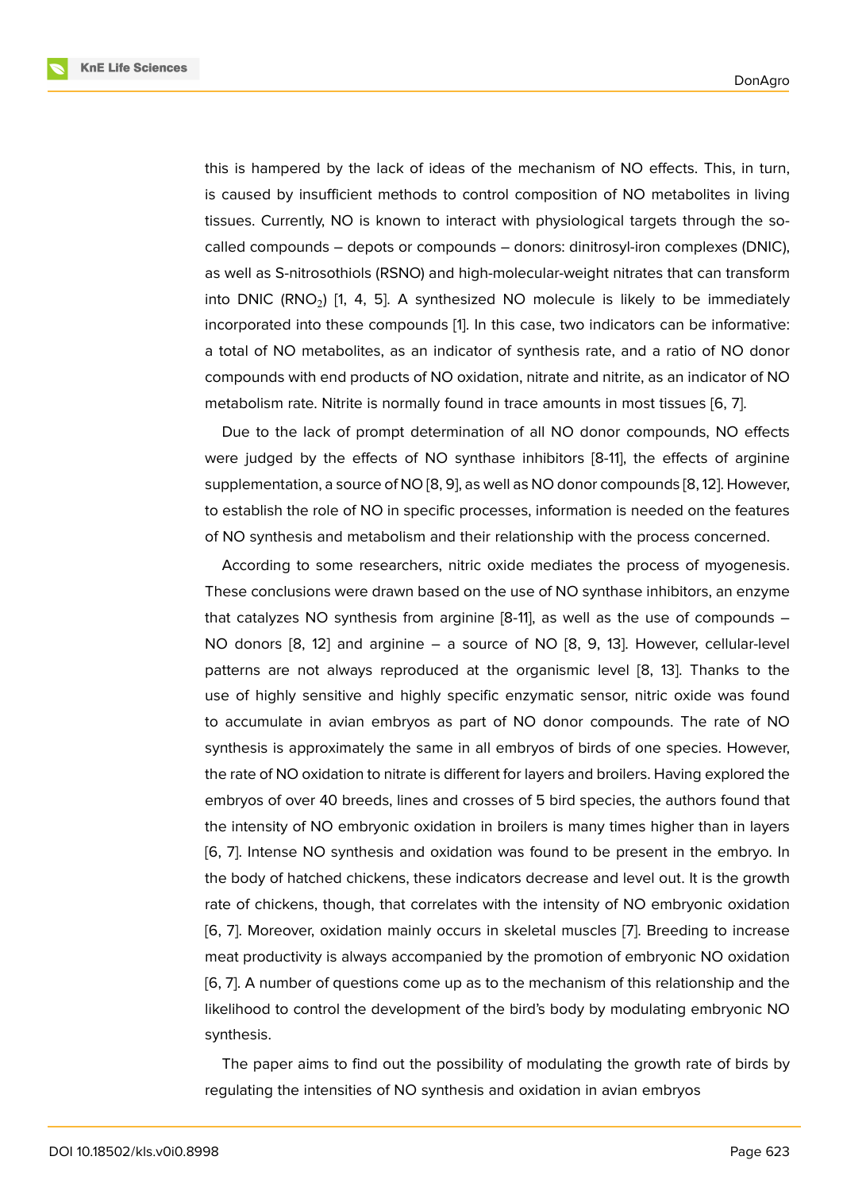this is hampered by the lack of ideas of the mechanism of NO effects. This, in turn, is caused by insufficient methods to control composition of NO metabolites in living tissues. Currently, NO is known to interact with physiological targets through the so-called compounds – depots or compounds – donors: dinitrosyl-iron complexes (DNIC), as well as S-nitrosothiols (RSNO) and high-molecular-weight nitrates that can transform into DNIC ($RNO_2$) [1, 4, 5]. A synthesized NO molecule is likely to be immediately incorporated into these compounds [1]. In this case, two indicators can be informative: a total of NO metabolites, as an indicator of synthesis rate, and a ratio of NO donor compounds with end products of NO oxidation, nitrate and nitrite, as an indicator of NO metabolism rate. Nitrite is normally found in trace amounts in most tissues [6, 7].

Due to the lack of prompt determination of all NO donor compounds, NO effects were judged by the effects of NO synthase inhibitors [8-11], the effects of arginine supplementation, a source of NO [8, 9], as well as NO donor compounds [8, 12]. However, to establish the role of NO in specific processes, information is needed on the features of NO synthesis and metabolism and their relationship with the process concerned.

According to some researchers, nitric oxide mediates the process of myogenesis. These conclusions were drawn based on the use of NO synthase inhibitors, an enzyme that catalyzes NO synthesis from arginine [8-11], as well as the use of compounds – NO donors [8, 12] and arginine – a source of NO [8, 9, 13]. However, cellular-level patterns are not always reproduced at the organismic level [8, 13]. Thanks to the use of highly sensitive and highly specific enzymatic sensor, nitric oxide was found to accumulate in avian embryos as part of NO donor compounds. The rate of NO synthesis is approximately the same in all embryos of birds of one species. However, the rate of NO oxidation to nitrate is different for layers and broilers. Having explored the embryos of over 40 breeds, lines and crosses of 5 bird species, the authors found that the intensity of NO embryonic oxidation in broilers is many times higher than in layers [6, 7]. Intense NO synthesis and oxidation was found to be present in the embryo. In the body of hatched chickens, these indicators decrease and level out. It is the growth rate of chickens, though, that correlates with the intensity of NO embryonic oxidation [6, 7]. Moreover, oxidation mainly occurs in skeletal muscles [7]. Breeding to increase meat productivity is always accompanied by the promotion of embryonic NO oxidation [6, 7]. A number of questions come up as to the mechanism of this relationship and the likelihood to control the development of the bird's body by modulating embryonic NO synthesis.

The paper aims to find out the possibility of modulating the growth rate of birds by regulating the intensities of NO synthesis and oxidation in avian embryos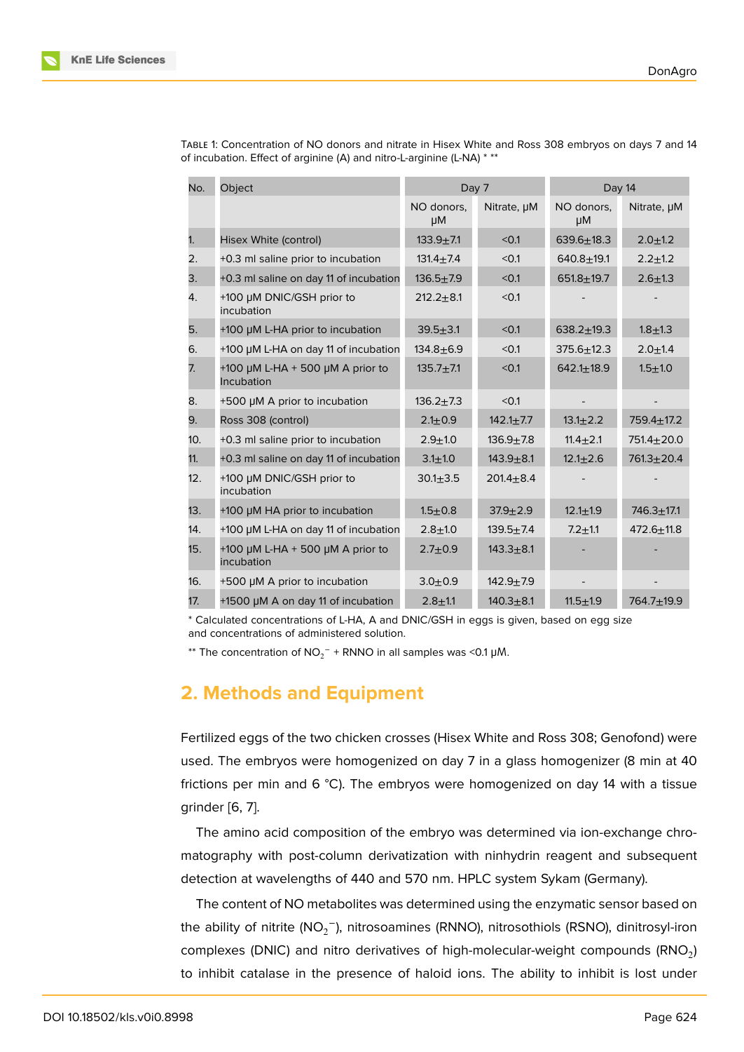Table 1: Concentration of NO donors and nitrate in Hisex White and Ross 308 embryos on days 7 and 14 of incubation. Effect of arginine (A) and nitro-L-arginine (L-NA) * **

| No. | Object | Day 7 | | Day 14 | |
|---|---|---|---|---|---|
| | | NO donors, μM | Nitrate, μM | NO donors, μM | Nitrate, μM |
| 1. | Hisex White (control) | 133.9±7.1 | <0.1 | 639.6±18.3 | 2.0±1.2 |
| 2. | +0.3 ml saline prior to incubation | 131.4±7.4 | <0.1 | 640.8±19.1 | 2.2±1.2 |
| 3. | +0.3 ml saline on day 11 of incubation | 136.5±7.9 | <0.1 | 651.8±19.7 | 2.6±1.3 |
| 4. | +100 μM DNIC/GSH prior to incubation | 212.2±8.1 | <0.1 | - | - |
| 5. | +100 μM L-HA prior to incubation | 39.5±3.1 | <0.1 | 638.2±19.3 | 1.8±1.3 |
| 6. | +100 μM L-HA on day 11 of incubation | 134.8±6.9 | <0.1 | 375.6±12.3 | 2.0±1.4 |
| 7. | +100 μM L-HA + 500 μM A prior to Incubation | 135.7±7.1 | <0.1 | 642.1±18.9 | 1.5±1.0 |
| 8. | +500 μM A prior to incubation | 136.2±7.3 | <0.1 | - | - |
| 9. | Ross 308 (control) | 2.1±0.9 | 142.1±7.7 | 13.1±2.2 | 759.4±17.2 |
| 10. | +0.3 ml saline prior to incubation | 2.9±1.0 | 136.9±7.8 | 11.4±2.1 | 751.4±20.0 |
| 11. | +0.3 ml saline on day 11 of incubation | 3.1±1.0 | 143.9±8.1 | 12.1±2.6 | 761.3±20.4 |
| 12. | +100 μM DNIC/GSH prior to incubation | 30.1±3.5 | 201.4±8.4 | - | - |
| 13. | +100 μM HA prior to incubation | 1.5±0.8 | 37.9±2.9 | 12.1±1.9 | 746.3±17.1 |
| 14. | +100 μM L-HA on day 11 of incubation | 2.8±1.0 | 139.5±7.4 | 7.2±1.1 | 472.6±11.8 |
| 15. | +100 μM L-HA + 500 μM A prior to incubation | 2.7±0.9 | 143.3±8.1 | - | - |
| 16. | +500 μM A prior to incubation | 3.0±0.9 | 142.9±7.9 | - | - |
| 17. | +1500 μM A on day 11 of incubation | 2.8±1.1 | 140.3±8.1 | 11.5±1.9 | 764.7±19.9 |

* Calculated concentrations of L-HA, A and DNIC/GSH in eggs is given, based on egg size and concentrations of administered solution.

** The concentration of $NO_2^-$ + RNNO in all samples was <0.1 μM.

## 2. Methods and Equipment

Fertilized eggs of the two chicken crosses (Hisex White and Ross 308; Genofond) were used. The embryos were homogenized on day 7 in a glass homogenizer (8 min at 40 frictions per min and 6 °C). The embryos were homogenized on day 14 with a tissue grinder [6, 7].

The amino acid composition of the embryo was determined via ion-exchange chromatography with post-column derivatization with ninhydrin reagent and subsequent detection at wavelengths of 440 and 570 nm. HPLC system Sykam (Germany).

The content of NO metabolites was determined using the enzymatic sensor based on the ability of nitrite ($NO_2^-$), nitrosoamines (RNNO), nitrosothiols (RSNO), dinitrosyl-iron complexes (DNIC) and nitro derivatives of high-molecular-weight compounds ($RNO_2$) to inhibit catalase in the presence of haloid ions. The ability to inhibit is lost under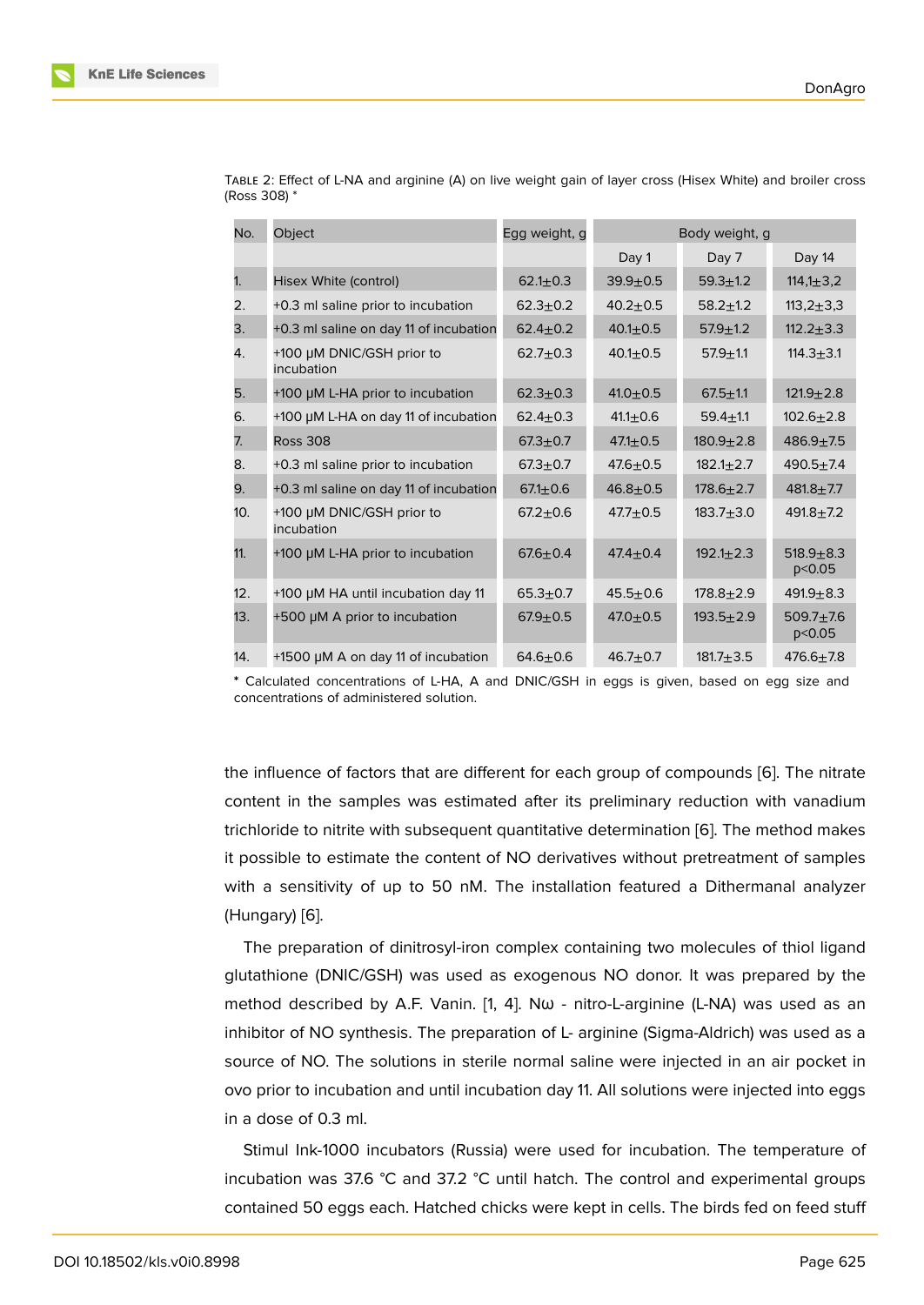TABLE 2: Effect of L-NA and arginine (A) on live weight gain of layer cross (Hisex White) and broiler cross (Ross 308) *

| No. | Object | Egg weight, g | Body weight, g | | |
|---|---|---|---|---|---|
| | | | Day 1 | Day 7 | Day 14 |
| 1. | Hisex White (control) | 62.1±0.3 | 39.9±0.5 | 59.3±1.2 | 114,1±3,2 |
| 2. | +0.3 ml saline prior to incubation | 62.3±0.2 | 40.2±0.5 | 58.2±1.2 | 113,2±3,3 |
| 3. | +0.3 ml saline on day 11 of incubation | 62.4±0.2 | 40.1±0.5 | 57.9±1.2 | 112.2±3.3 |
| 4. | +100 μM DNIC/GSH prior to incubation | 62.7±0.3 | 40.1±0.5 | 57.9±1.1 | 114.3±3.1 |
| 5. | +100 μM L-HA prior to incubation | 62.3±0.3 | 41.0±0.5 | 67.5±1.1 | 121.9±2.8 |
| 6. | +100 μM L-HA on day 11 of incubation | 62.4±0.3 | 41.1±0.6 | 59.4±1.1 | 102.6±2.8 |
| 7. | Ross 308 | 67.3±0.7 | 47.1±0.5 | 180.9±2.8 | 486.9±7.5 |
| 8. | +0.3 ml saline prior to incubation | 67.3±0.7 | 47.6±0.5 | 182.1±2.7 | 490.5±7.4 |
| 9. | +0.3 ml saline on day 11 of incubation | 67.1±0.6 | 46.8±0.5 | 178.6±2.7 | 481.8±7.7 |
| 10. | +100 μM DNIC/GSH prior to incubation | 67.2±0.6 | 47.7±0.5 | 183.7±3.0 | 491.8±7.2 |
| 11. | +100 μM L-HA prior to incubation | 67.6±0.4 | 47.4±0.4 | 192.1±2.3 | 518.9±8.3 $p<0.05$ |
| 12. | +100 μM HA until incubation day 11 | 65.3±0.7 | 45.5±0.6 | 178.8±2.9 | 491.9±8.3 |
| 13. | +500 μM A prior to incubation | 67.9±0.5 | 47.0±0.5 | 193.5±2.9 | 509.7±7.6 $p<0.05$ |
| 14. | +1500 μM A on day 11 of incubation | 64.6±0.6 | 46.7±0.7 | 181.7±3.5 | 476.6±7.8 |

* Calculated concentrations of L-HA, A and DNIC/GSH in eggs is given, based on egg size and concentrations of administered solution.

the influence of factors that are different for each group of compounds [6]. The nitrate content in the samples was estimated after its preliminary reduction with vanadium trichloride to nitrite with subsequent quantitative determination [6]. The method makes it possible to estimate the content of NO derivatives without pretreatment of samples with a sensitivity of up to 50 nM. The installation featured a Dithermanal analyzer (Hungary) [6].

The preparation of dinitrosyl-iron complex containing two molecules of thiol ligand glutathione (DNIC/GSH) was used as exogenous NO donor. It was prepared by the method described by A.F. Vanin. [1, 4]. Nω - nitro-L-arginine (L-NA) was used as an inhibitor of NO synthesis. The preparation of L- arginine (Sigma-Aldrich) was used as a source of NO. The solutions in sterile normal saline were injected in an air pocket in ovo prior to incubation and until incubation day 11. All solutions were injected into eggs in a dose of 0.3 ml.

Stimul Ink-1000 incubators (Russia) were used for incubation. The temperature of incubation was 37.6 °C and 37.2 °C until hatch. The control and experimental groups contained 50 eggs each. Hatched chicks were kept in cells. The birds fed on feed stuff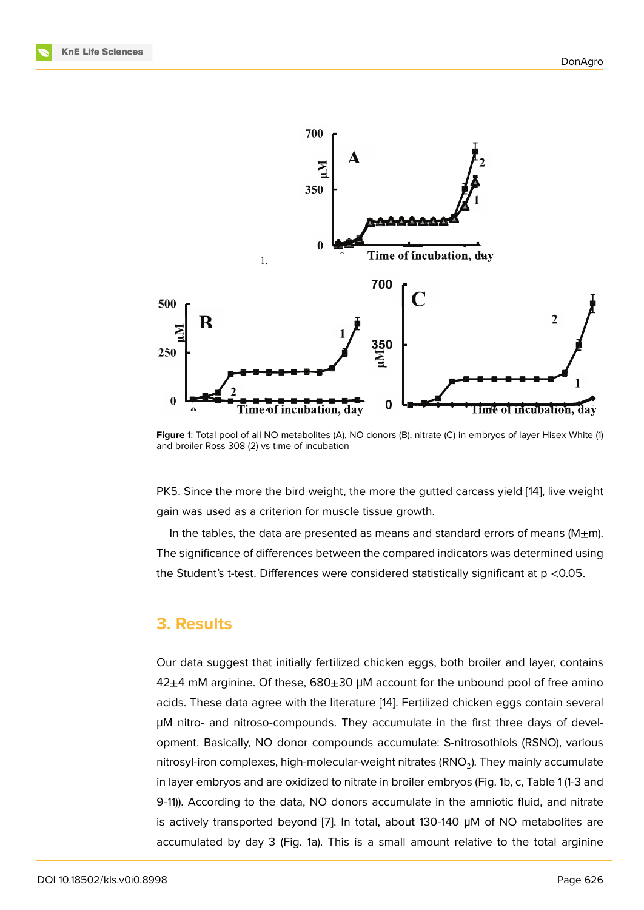Figure 1: Total pool of all NO metabolites (A), NO donors (B), nitrate (C) in embryos of layer Hisex White (1) and broiler Ross 308 (2) vs time of incubation

PK5. Since the more the bird weight, the more the gutted carcass yield [14], live weight gain was used as a criterion for muscle tissue growth.

In the tables, the data are presented as means and standard errors of means (M±m). The significance of differences between the compared indicators was determined using the Student's t-test. Differences were considered statistically significant at $p < 0.05$.

## 3. Results

Our data suggest that initially fertilized chicken eggs, both broiler and layer, contains 42±4 mM arginine. Of these, 680±30 μM account for the unbound pool of free amino acids. These data agree with the literature [14]. Fertilized chicken eggs contain several μM nitro- and nitroso-compounds. They accumulate in the first three days of development. Basically, NO donor compounds accumulate: S-nitrosothiols (RSNO), various nitrosyl-iron complexes, high-molecular-weight nitrates ($RNO_2$). They mainly accumulate in layer embryos and are oxidized to nitrate in broiler embryos (Fig. 1b, c, Table 1 (1-3 and 9-11)). According to the data, NO donors accumulate in the amniotic fluid, and nitrate is actively transported beyond [7]. In total, about 130-140 μM of NO metabolites are accumulated by day 3 (Fig. 1a). This is a small amount relative to the total arginine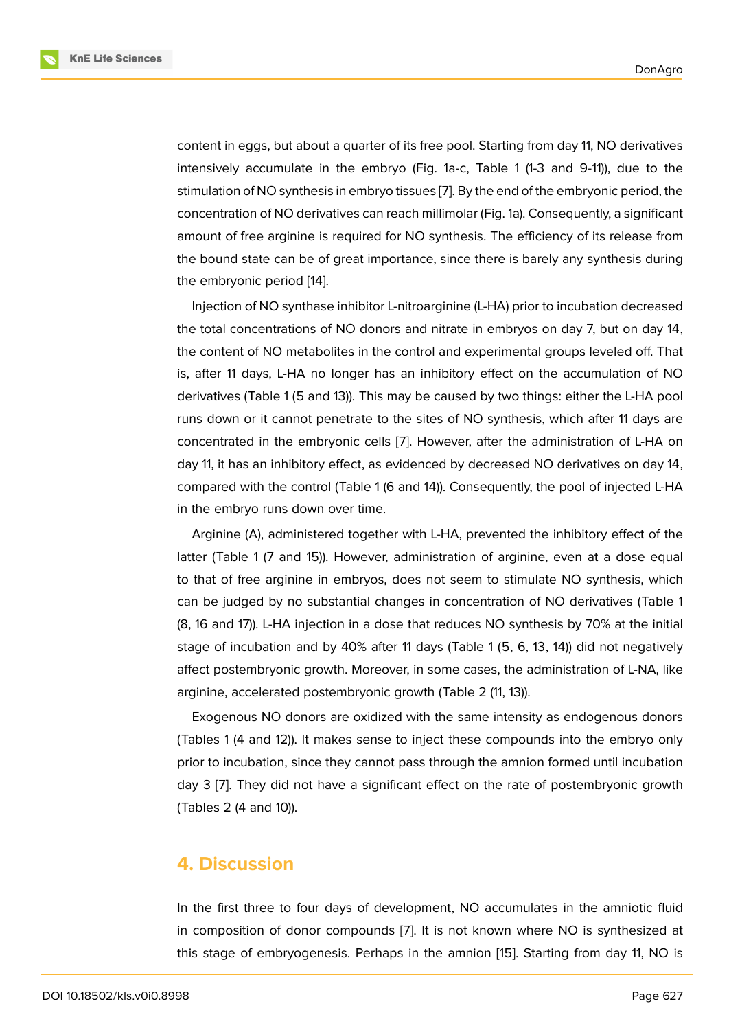content in eggs, but about a quarter of its free pool. Starting from day 11, NO derivatives intensively accumulate in the embryo (Fig. 1a-c, Table 1 (1-3 and 9-11)), due to the stimulation of NO synthesis in embryo tissues [7]. By the end of the embryonic period, the concentration of NO derivatives can reach millimolar (Fig. 1a). Consequently, a significant amount of free arginine is required for NO synthesis. The efficiency of its release from the bound state can be of great importance, since there is barely any synthesis during the embryonic period [14].

Injection of NO synthase inhibitor L-nitroarginine (L-HA) prior to incubation decreased the total concentrations of NO donors and nitrate in embryos on day 7, but on day 14, the content of NO metabolites in the control and experimental groups leveled off. That is, after 11 days, L-HA no longer has an inhibitory effect on the accumulation of NO derivatives (Table 1 (5 and 13)). This may be caused by two things: either the L-HA pool runs down or it cannot penetrate to the sites of NO synthesis, which after 11 days are concentrated in the embryonic cells [7]. However, after the administration of L-HA on day 11, it has an inhibitory effect, as evidenced by decreased NO derivatives on day 14, compared with the control (Table 1 (6 and 14)). Consequently, the pool of injected L-HA in the embryo runs down over time.

Arginine (A), administered together with L-HA, prevented the inhibitory effect of the latter (Table 1 (7 and 15)). However, administration of arginine, even at a dose equal to that of free arginine in embryos, does not seem to stimulate NO synthesis, which can be judged by no substantial changes in concentration of NO derivatives (Table 1 (8, 16 and 17)). L-HA injection in a dose that reduces NO synthesis by 70% at the initial stage of incubation and by 40% after 11 days (Table 1 (5, 6, 13, 14)) did not negatively affect postembryonic growth. Moreover, in some cases, the administration of L-NA, like arginine, accelerated postembryonic growth (Table 2 (11, 13)).

Exogenous NO donors are oxidized with the same intensity as endogenous donors (Tables 1 (4 and 12)). It makes sense to inject these compounds into the embryo only prior to incubation, since they cannot pass through the amnion formed until incubation day 3 [7]. They did not have a significant effect on the rate of postembryonic growth (Tables 2 (4 and 10)).

## 4. Discussion

In the first three to four days of development, NO accumulates in the amniotic fluid in composition of donor compounds [7]. It is not known where NO is synthesized at this stage of embryogenesis. Perhaps in the amnion [15]. Starting from day 11, NO is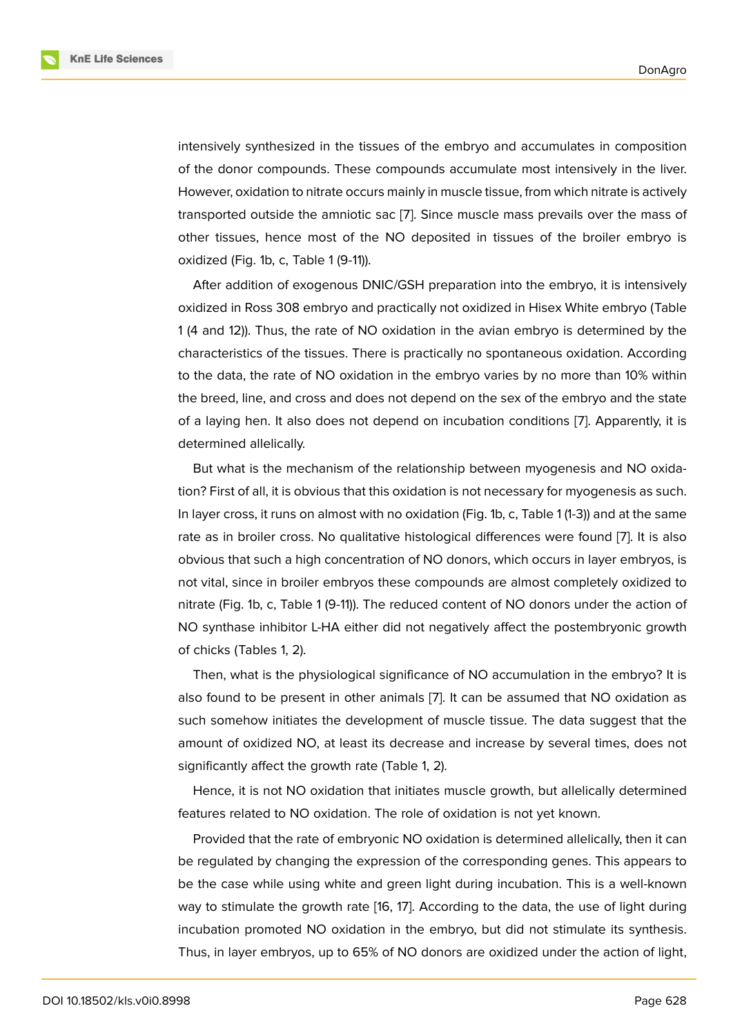intensively synthesized in the tissues of the embryo and accumulates in composition of the donor compounds. These compounds accumulate most intensively in the liver. However, oxidation to nitrate occurs mainly in muscle tissue, from which nitrate is actively transported outside the amniotic sac [7]. Since muscle mass prevails over the mass of other tissues, hence most of the NO deposited in tissues of the broiler embryo is oxidized (Fig. 1b, c, Table 1 (9-11)).

After addition of exogenous DNIC/GSH preparation into the embryo, it is intensively oxidized in Ross 308 embryo and practically not oxidized in Hisex White embryo (Table 1 (4 and 12)). Thus, the rate of NO oxidation in the avian embryo is determined by the characteristics of the tissues. There is practically no spontaneous oxidation. According to the data, the rate of NO oxidation in the embryo varies by no more than 10% within the breed, line, and cross and does not depend on the sex of the embryo and the state of a laying hen. It also does not depend on incubation conditions [7]. Apparently, it is determined allelically.

But what is the mechanism of the relationship between myogenesis and NO oxidation? First of all, it is obvious that this oxidation is not necessary for myogenesis as such. In layer cross, it runs on almost with no oxidation (Fig. 1b, c, Table 1 (1-3)) and at the same rate as in broiler cross. No qualitative histological differences were found [7]. It is also obvious that such a high concentration of NO donors, which occurs in layer embryos, is not vital, since in broiler embryos these compounds are almost completely oxidized to nitrate (Fig. 1b, c, Table 1 (9-11)). The reduced content of NO donors under the action of NO synthase inhibitor L-HA either did not negatively affect the postembryonic growth of chicks (Tables 1, 2).

Then, what is the physiological significance of NO accumulation in the embryo? It is also found to be present in other animals [7]. It can be assumed that NO oxidation as such somehow initiates the development of muscle tissue. The data suggest that the amount of oxidized NO, at least its decrease and increase by several times, does not significantly affect the growth rate (Table 1, 2).

Hence, it is not NO oxidation that initiates muscle growth, but allelically determined features related to NO oxidation. The role of oxidation is not yet known.

Provided that the rate of embryonic NO oxidation is determined allelically, then it can be regulated by changing the expression of the corresponding genes. This appears to be the case while using white and green light during incubation. This is a well-known way to stimulate the growth rate [16, 17]. According to the data, the use of light during incubation promoted NO oxidation in the embryo, but did not stimulate its synthesis. Thus, in layer embryos, up to 65% of NO donors are oxidized under the action of light,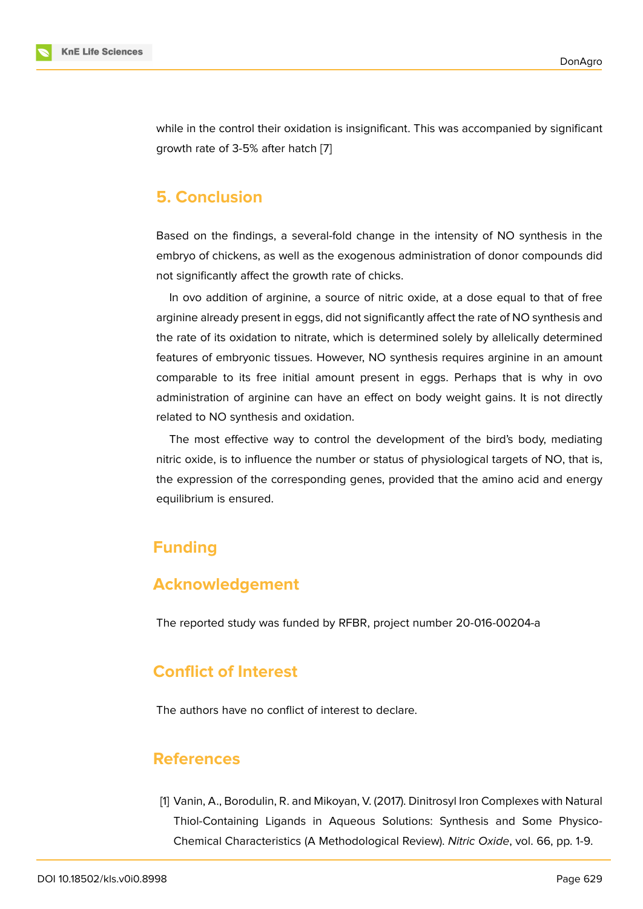while in the control their oxidation is insignificant. This was accompanied by significant growth rate of 3-5% after hatch [7]

## 5. Conclusion

Based on the findings, a several-fold change in the intensity of NO synthesis in the embryo of chickens, as well as the exogenous administration of donor compounds did not significantly affect the growth rate of chicks.

In ovo addition of arginine, a source of nitric oxide, at a dose equal to that of free arginine already present in eggs, did not significantly affect the rate of NO synthesis and the rate of its oxidation to nitrate, which is determined solely by allelically determined features of embryonic tissues. However, NO synthesis requires arginine in an amount comparable to its free initial amount present in eggs. Perhaps that is why in ovo administration of arginine can have an effect on body weight gains. It is not directly related to NO synthesis and oxidation.

The most effective way to control the development of the bird's body, mediating nitric oxide, is to influence the number or status of physiological targets of NO, that is, the expression of the corresponding genes, provided that the amino acid and energy equilibrium is ensured.

## Funding

## Acknowledgement

The reported study was funded by RFBR, project number 20-016-00204-a

## Conflict of Interest

The authors have no conflict of interest to declare.

## References

[1] Vanin, A., Borodulin, R. and Mikoyan, V. (2017). Dinitrosyl Iron Complexes with Natural Thiol-Containing Ligands in Aqueous Solutions: Synthesis and Some Physico-Chemical Characteristics (A Methodological Review). *Nitric Oxide*, vol. 66, pp. 1-9.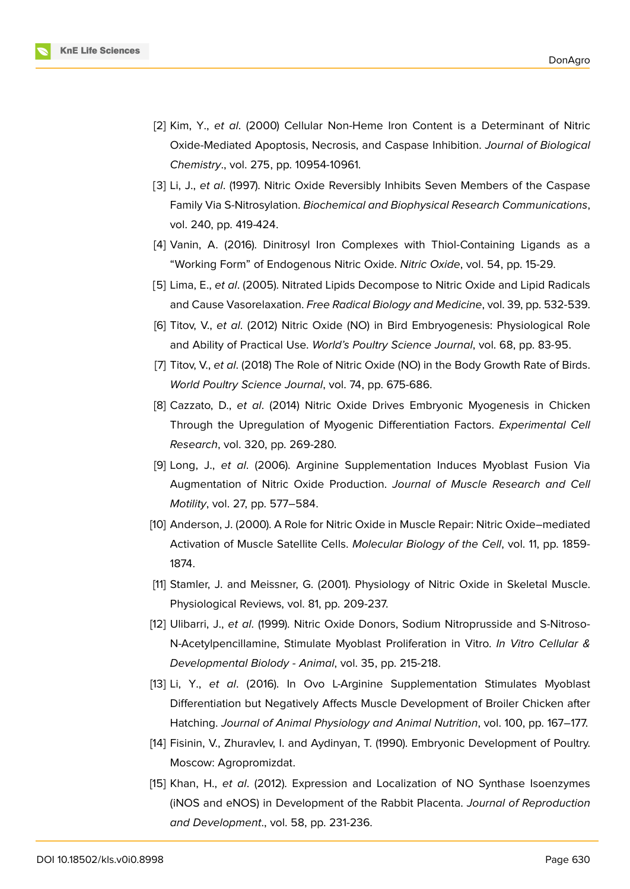[2] Kim, Y., *et al*. (2000) Cellular Non-Heme Iron Content is a Determinant of Nitric Oxide-Mediated Apoptosis, Necrosis, and Caspase Inhibition. *Journal of Biological Chemistry*., vol. 275, pp. 10954-10961.

[3] Li, J., *et al*. (1997). Nitric Oxide Reversibly Inhibits Seven Members of the Caspase Family Via S-Nitrosylation. *Biochemical and Biophysical Research Communications*, vol. 240, pp. 419-424.

[4] Vanin, A. (2016). Dinitrosyl Iron Complexes with Thiol-Containing Ligands as a "Working Form" of Endogenous Nitric Oxide. *Nitric Oxide*, vol. 54, pp. 15-29.

[5] Lima, E., *et al*. (2005). Nitrated Lipids Decompose to Nitric Oxide and Lipid Radicals and Cause Vasorelaxation. *Free Radical Biology and Medicine*, vol. 39, pp. 532-539.

[6] Titov, V., *et al*. (2012) Nitric Oxide (NO) in Bird Embryogenesis: Physiological Role and Ability of Practical Use. *World's Poultry Science Journal*, vol. 68, pp. 83-95.

[7] Titov, V., *et al*. (2018) The Role of Nitric Oxide (NO) in the Body Growth Rate of Birds. *World Poultry Science Journal*, vol. 74, pp. 675-686.

[8] Cazzato, D., *et al*. (2014) Nitric Oxide Drives Embryonic Myogenesis in Chicken Through the Upregulation of Myogenic Differentiation Factors. *Experimental Cell Research*, vol. 320, pp. 269-280.

[9] Long, J., *et al*. (2006). Arginine Supplementation Induces Myoblast Fusion Via Augmentation of Nitric Oxide Production. *Journal of Muscle Research and Cell Motility*, vol. 27, pp. 577–584.

[10] Anderson, J. (2000). A Role for Nitric Oxide in Muscle Repair: Nitric Oxide–mediated Activation of Muscle Satellite Cells. *Molecular Biology of the Cell*, vol. 11, pp. 1859-1874.

[11] Stamler, J. and Meissner, G. (2001). Physiology of Nitric Oxide in Skeletal Muscle. Physiological Reviews, vol. 81, pp. 209-237.

[12] Ulibarri, J., *et al*. (1999). Nitric Oxide Donors, Sodium Nitroprusside and S-Nitroso-N-Acetylpencillamine, Stimulate Myoblast Proliferation in Vitro. *In Vitro Cellular & Developmental Biolody - Animal*, vol. 35, pp. 215-218.

[13] Li, Y., *et al*. (2016). In Ovo L-Arginine Supplementation Stimulates Myoblast Differentiation but Negatively Affects Muscle Development of Broiler Chicken after Hatching. *Journal of Animal Physiology and Animal Nutrition*, vol. 100, pp. 167–177.

[14] Fisinin, V., Zhuravlev, I. and Aydinyan, T. (1990). Embryonic Development of Poultry. Moscow: Agropromizdat.

[15] Khan, H., *et al*. (2012). Expression and Localization of NO Synthase Isoenzymes (iNOS and eNOS) in Development of the Rabbit Placenta. *Journal of Reproduction and Development*., vol. 58, pp. 231-236.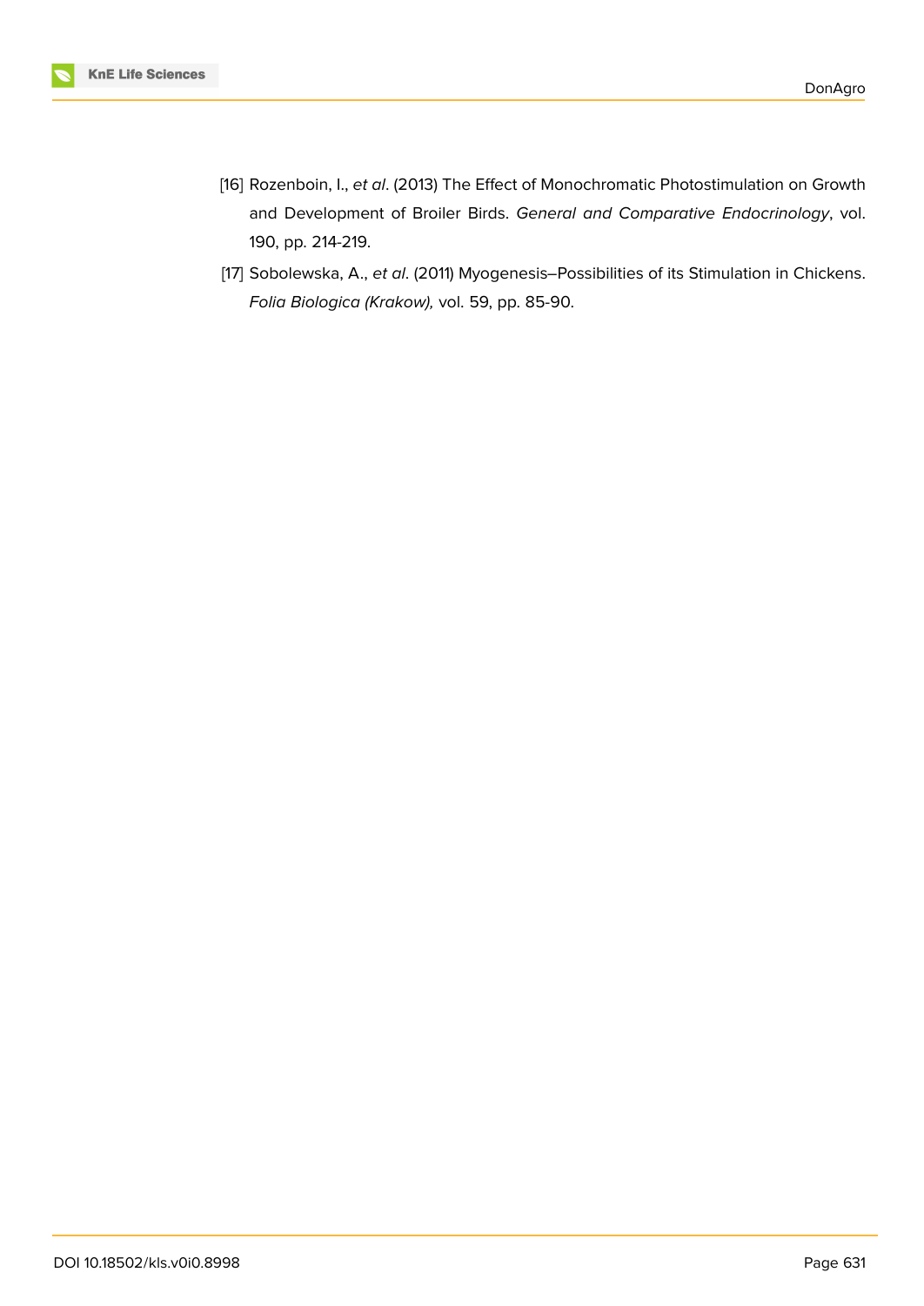[16] Rozenboin, I., *et al*. (2013) The Effect of Monochromatic Photostimulation on Growth and Development of Broiler Birds. *General and Comparative Endocrinology*, vol. 190, pp. 214-219.

[17] Sobolewska, A., *et al*. (2011) Myogenesis–Possibilities of its Stimulation in Chickens. *Folia Biologica (Krakow),* vol. 59, pp. 85-90.